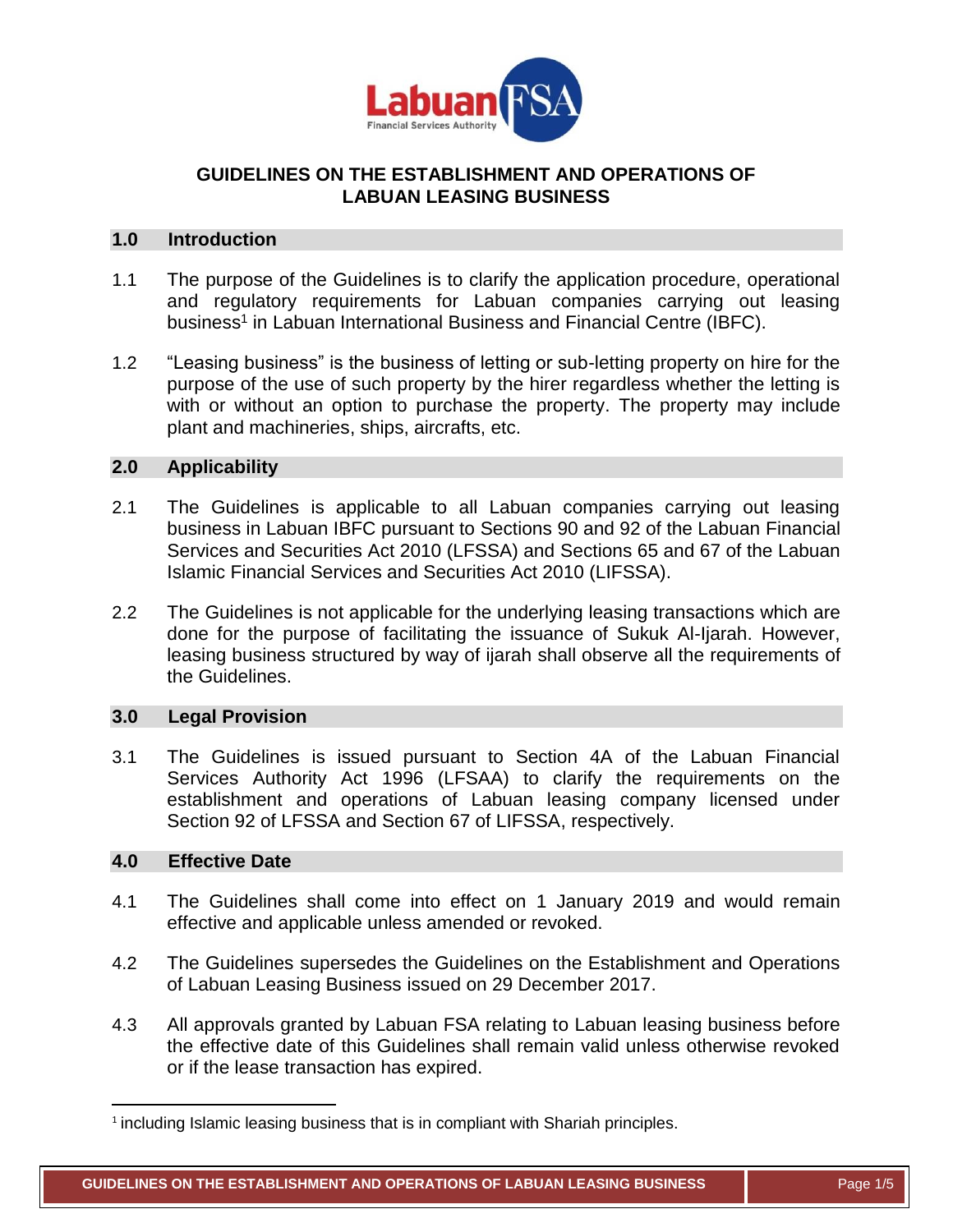# GUIDELINES ON THE ESTABLISHMENT AND OPERATIONS OF LABUAN LEASING BUSINESS

## 1.0 Introduction

1.1 The purpose of the Guidelines is to clarify the application procedure, operational and regulatory requirements for Labuan companies carrying out leasing business[1] in Labuan International Business and Financial Centre (IBFC).

1.2 "Leasing business" is the business of letting or sub-letting property on hire for the purpose of the use of such property by the hirer regardless whether the letting is with or without an option to purchase the property. The property may include plant and machineries, ships, aircrafts, etc.

## 2.0 Applicability

2.1 The Guidelines is applicable to all Labuan companies carrying out leasing business in Labuan IBFC pursuant to Sections 90 and 92 of the Labuan Financial Services and Securities Act 2010 (LFSSA) and Sections 65 and 67 of the Labuan Islamic Financial Services and Securities Act 2010 (LIFSSA).

2.2 The Guidelines is not applicable for the underlying leasing transactions which are done for the purpose of facilitating the issuance of Sukuk Al-Ijarah. However, leasing business structured by way of ijarah shall observe all the requirements of the Guidelines.

## 3.0 Legal Provision

3.1 The Guidelines is issued pursuant to Section 4A of the Labuan Financial Services Authority Act 1996 (LFSAA) to clarify the requirements on the establishment and operations of Labuan leasing company licensed under Section 92 of LFSSA and Section 67 of LIFSSA, respectively.

## 4.0 Effective Date

4.1 The Guidelines shall come into effect on 1 January 2019 and would remain effective and applicable unless amended or revoked.

4.2 The Guidelines supersedes the Guidelines on the Establishment and Operations of Labuan Leasing Business issued on 29 December 2017.

4.3 All approvals granted by Labuan FSA relating to Labuan leasing business before the effective date of this Guidelines shall remain valid unless otherwise revoked or if the lease transaction has expired.

---

[1] including Islamic leasing business that is in compliant with Shariah principles.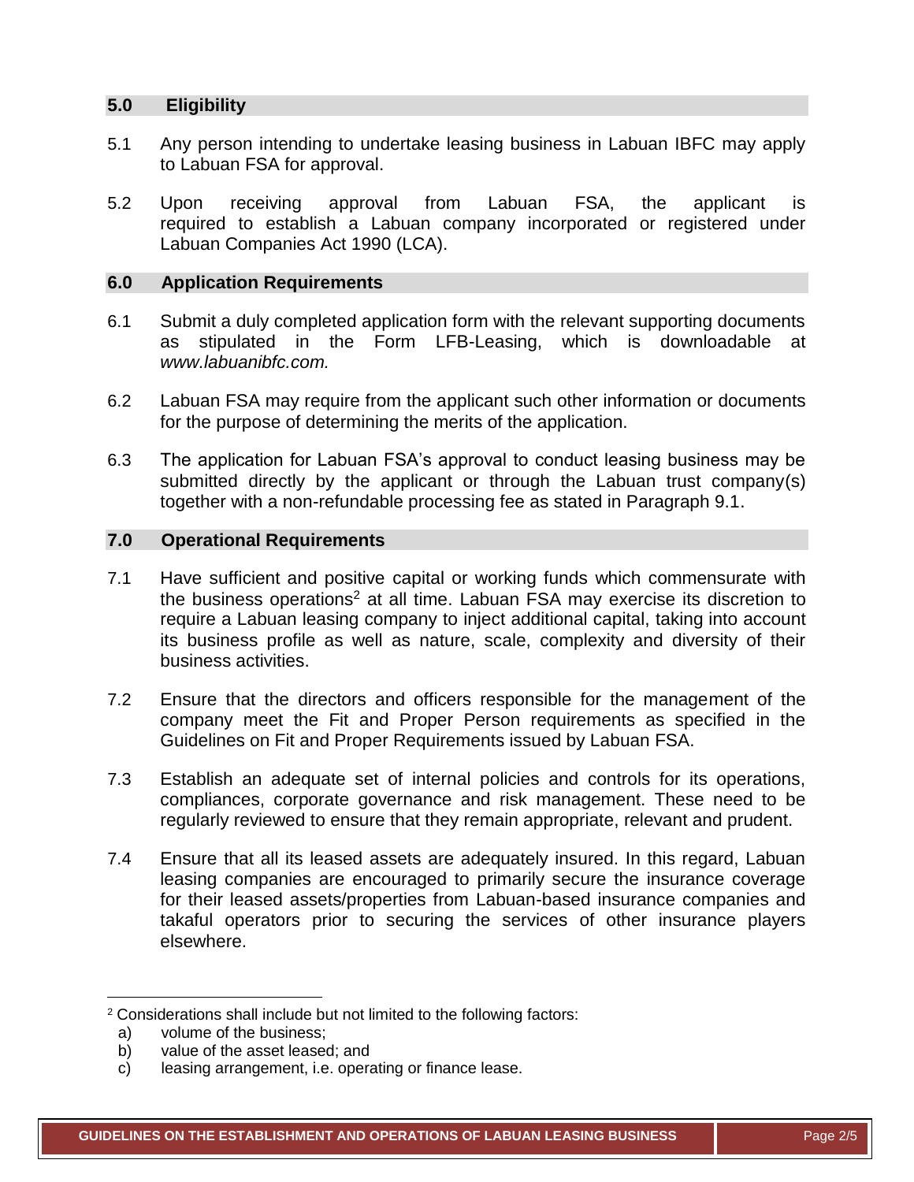## 5.0 Eligibility

5.1 Any person intending to undertake leasing business in Labuan IBFC may apply to Labuan FSA for approval.

5.2 Upon receiving approval from Labuan FSA, the applicant is required to establish a Labuan company incorporated or registered under Labuan Companies Act 1990 (LCA).

## 6.0 Application Requirements

6.1 Submit a duly completed application form with the relevant supporting documents as stipulated in the Form LFB-Leasing, which is downloadable at *www.labuanibfc.com.*

6.2 Labuan FSA may require from the applicant such other information or documents for the purpose of determining the merits of the application.

6.3 The application for Labuan FSA's approval to conduct leasing business may be submitted directly by the applicant or through the Labuan trust company(s) together with a non-refundable processing fee as stated in Paragraph 9.1.

## 7.0 Operational Requirements

7.1 Have sufficient and positive capital or working funds which commensurate with the business operations[2] at all time. Labuan FSA may exercise its discretion to require a Labuan leasing company to inject additional capital, taking into account its business profile as well as nature, scale, complexity and diversity of their business activities.

7.2 Ensure that the directors and officers responsible for the management of the company meet the Fit and Proper Person requirements as specified in the Guidelines on Fit and Proper Requirements issued by Labuan FSA.

7.3 Establish an adequate set of internal policies and controls for its operations, compliances, corporate governance and risk management. These need to be regularly reviewed to ensure that they remain appropriate, relevant and prudent.

7.4 Ensure that all its leased assets are adequately insured. In this regard, Labuan leasing companies are encouraged to primarily secure the insurance coverage for their leased assets/properties from Labuan-based insurance companies and takaful operators prior to securing the services of other insurance players elsewhere.

---

[2] Considerations shall include but not limited to the following factors:

a) volume of the business;
b) value of the asset leased; and
c) leasing arrangement, i.e. operating or finance lease.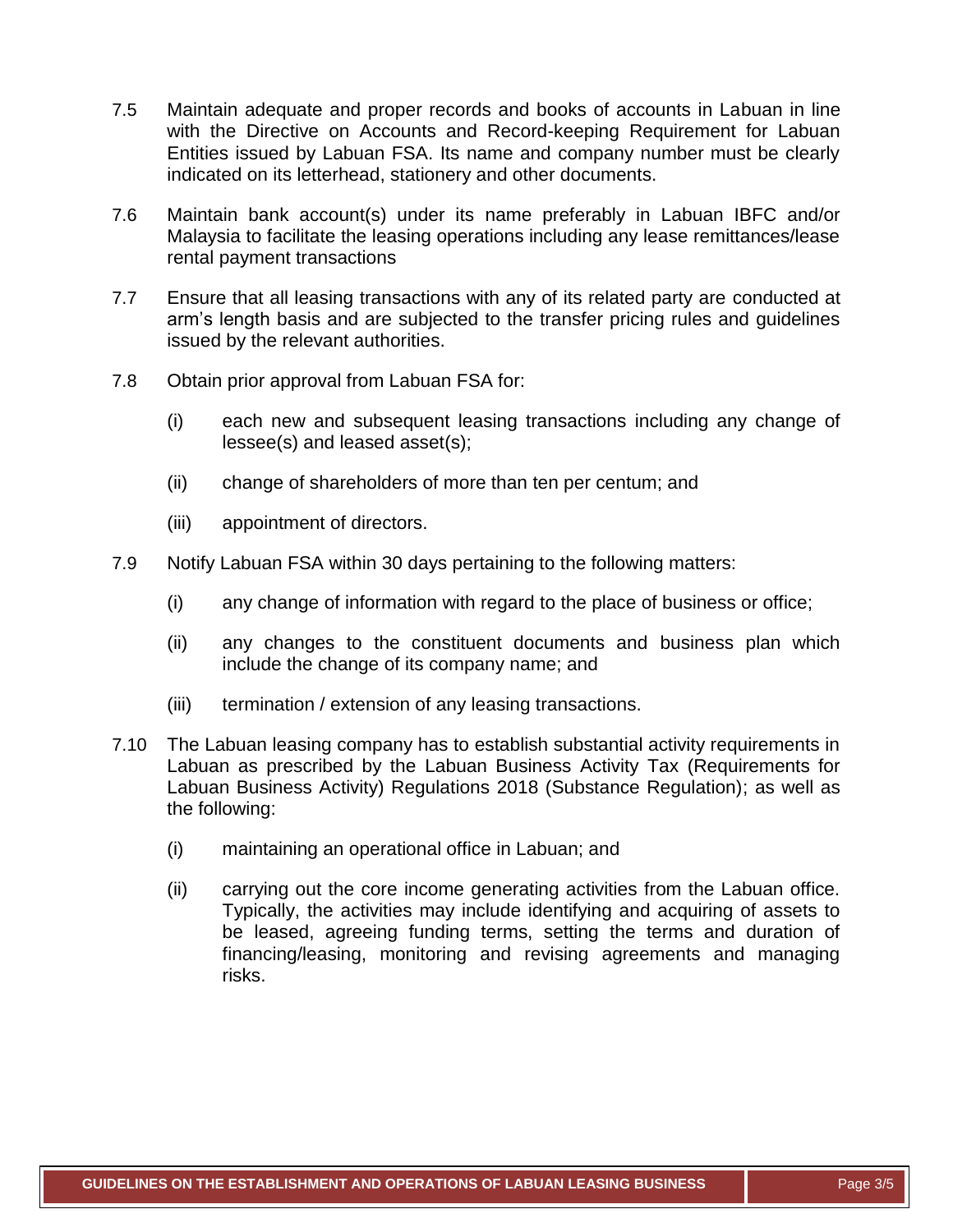7.5 Maintain adequate and proper records and books of accounts in Labuan in line with the Directive on Accounts and Record-keeping Requirement for Labuan Entities issued by Labuan FSA. Its name and company number must be clearly indicated on its letterhead, stationery and other documents.

7.6 Maintain bank account(s) under its name preferably in Labuan IBFC and/or Malaysia to facilitate the leasing operations including any lease remittances/lease rental payment transactions

7.7 Ensure that all leasing transactions with any of its related party are conducted at arm's length basis and are subjected to the transfer pricing rules and guidelines issued by the relevant authorities.

7.8 Obtain prior approval from Labuan FSA for:

- (i) each new and subsequent leasing transactions including any change of lessee(s) and leased asset(s);
- (ii) change of shareholders of more than ten per centum; and
- (iii) appointment of directors.

7.9 Notify Labuan FSA within 30 days pertaining to the following matters:

- (i) any change of information with regard to the place of business or office;
- (ii) any changes to the constituent documents and business plan which include the change of its company name; and
- (iii) termination / extension of any leasing transactions.

7.10 The Labuan leasing company has to establish substantial activity requirements in Labuan as prescribed by the Labuan Business Activity Tax (Requirements for Labuan Business Activity) Regulations 2018 (Substance Regulation); as well as the following:

- (i) maintaining an operational office in Labuan; and
- (ii) carrying out the core income generating activities from the Labuan office. Typically, the activities may include identifying and acquiring of assets to be leased, agreeing funding terms, setting the terms and duration of financing/leasing, monitoring and revising agreements and managing risks.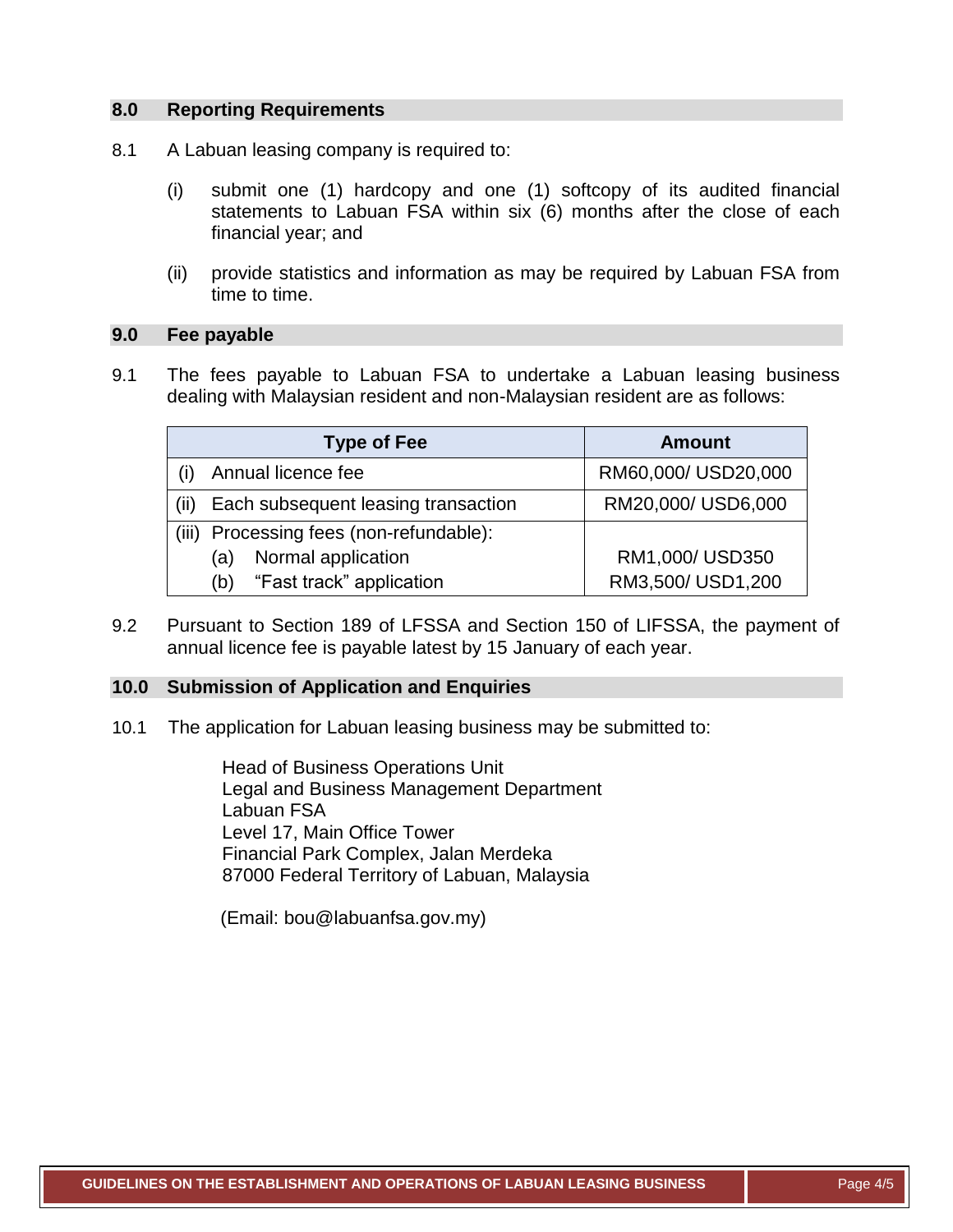## 8.0 Reporting Requirements

8.1 A Labuan leasing company is required to:

(i) submit one (1) hardcopy and one (1) softcopy of its audited financial statements to Labuan FSA within six (6) months after the close of each financial year; and

(ii) provide statistics and information as may be required by Labuan FSA from time to time.

## 9.0 Fee payable

9.1 The fees payable to Labuan FSA to undertake a Labuan leasing business dealing with Malaysian resident and non-Malaysian resident are as follows:

| Type of Fee | Amount |
|---|---|
| (i) Annual licence fee | RM60,000/ USD20,000 |
| (ii) Each subsequent leasing transaction | RM20,000/ USD6,000 |
| (iii) Processing fees (non-refundable): | |
| (a) Normal application | RM1,000/ USD350 |
| (b) "Fast track" application | RM3,500/ USD1,200 |

9.2 Pursuant to Section 189 of LFSSA and Section 150 of LIFSSA, the payment of annual licence fee is payable latest by 15 January of each year.

## 10.0 Submission of Application and Enquiries

10.1 The application for Labuan leasing business may be submitted to:

Head of Business Operations Unit
Legal and Business Management Department
Labuan FSA
Level 17, Main Office Tower
Financial Park Complex, Jalan Merdeka
87000 Federal Territory of Labuan, Malaysia

(Email: bou@labuanfsa.gov.my)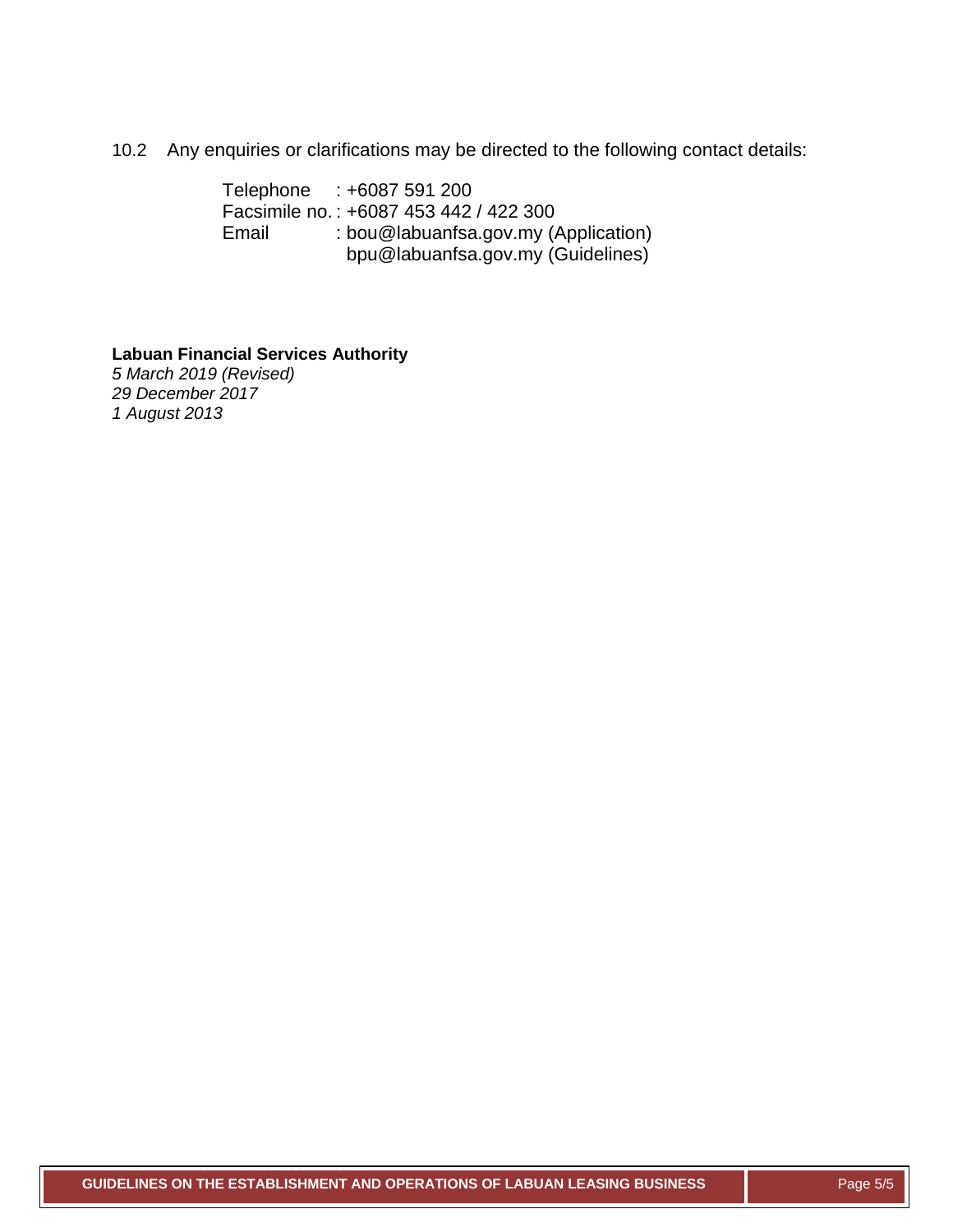10.2 Any enquiries or clarifications may be directed to the following contact details:

Telephone : +6087 591 200
Facsimile no. : +6087 453 442 / 422 300
Email : bou@labuanfsa.gov.my (Application)
bpu@labuanfsa.gov.my (Guidelines)

**Labuan Financial Services Authority**
*5 March 2019 (Revised)*
*29 December 2017*
*1 August 2013*